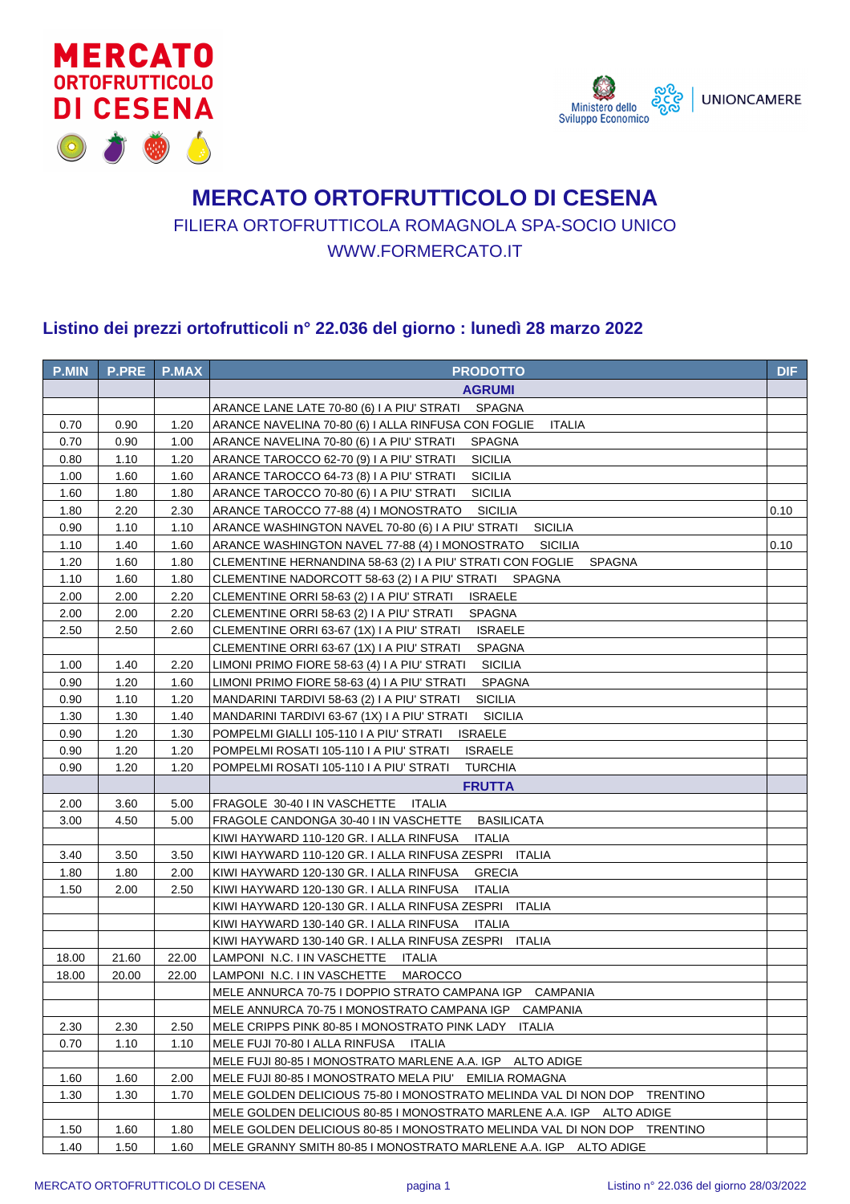# MERCATO ORTOFRUTTICOLO DI CESENA

FILIERA ORTOFRUTTICOLA ROMAGNOLA SPA-SOCIO UNICO

WWW.FORMERCATO.IT

## Listino dei prezzi ortofrutticoli n° 22.036 del giorno : lunedì 28 marzo 2022

| P.MIN | P.PRE | P.MAX | PRODOTTO | DIF |
|---|---|---|---|---|
| | | | **AGRUMI** | |
| | | | ARANCE LANE LATE 70-80 (6) I A PIU' STRATI SPAGNA | |
| 0.70 | 0.90 | 1.20 | ARANCE NAVELINA 70-80 (6) I ALLA RINFUSA CON FOGLIE ITALIA | |
| 0.70 | 0.90 | 1.00 | ARANCE NAVELINA 70-80 (6) I A PIU' STRATI SPAGNA | |
| 0.80 | 1.10 | 1.20 | ARANCE TAROCCO 62-70 (9) I A PIU' STRATI SICILIA | |
| 1.00 | 1.60 | 1.60 | ARANCE TAROCCO 64-73 (8) I A PIU' STRATI SICILIA | |
| 1.60 | 1.80 | 1.80 | ARANCE TAROCCO 70-80 (6) I A PIU' STRATI SICILIA | |
| 1.80 | 2.20 | 2.30 | ARANCE TAROCCO 77-88 (4) I MONOSTRATO SICILIA | 0.10 |
| 0.90 | 1.10 | 1.10 | ARANCE WASHINGTON NAVEL 70-80 (6) I A PIU' STRATI SICILIA | |
| 1.10 | 1.40 | 1.60 | ARANCE WASHINGTON NAVEL 77-88 (4) I MONOSTRATO SICILIA | 0.10 |
| 1.20 | 1.60 | 1.80 | CLEMENTINE HERNANDINA 58-63 (2) I A PIU' STRATI CON FOGLIE SPAGNA | |
| 1.10 | 1.60 | 1.80 | CLEMENTINE NADORCOTT 58-63 (2) I A PIU' STRATI SPAGNA | |
| 2.00 | 2.00 | 2.20 | CLEMENTINE ORRI 58-63 (2) I A PIU' STRATI ISRAELE | |
| 2.00 | 2.00 | 2.20 | CLEMENTINE ORRI 58-63 (2) I A PIU' STRATI SPAGNA | |
| 2.50 | 2.50 | 2.60 | CLEMENTINE ORRI 63-67 (1X) I A PIU' STRATI ISRAELE | |
| | | | CLEMENTINE ORRI 63-67 (1X) I A PIU' STRATI SPAGNA | |
| 1.00 | 1.40 | 2.20 | LIMONI PRIMO FIORE 58-63 (4) I A PIU' STRATI SICILIA | |
| 0.90 | 1.20 | 1.60 | LIMONI PRIMO FIORE 58-63 (4) I A PIU' STRATI SPAGNA | |
| 0.90 | 1.10 | 1.20 | MANDARINI TARDIVI 58-63 (2) I A PIU' STRATI SICILIA | |
| 1.30 | 1.30 | 1.40 | MANDARINI TARDIVI 63-67 (1X) I A PIU' STRATI SICILIA | |
| 0.90 | 1.20 | 1.30 | POMPELMI GIALLI 105-110 I A PIU' STRATI ISRAELE | |
| 0.90 | 1.20 | 1.20 | POMPELMI ROSATI 105-110 I A PIU' STRATI ISRAELE | |
| 0.90 | 1.20 | 1.20 | POMPELMI ROSATI 105-110 I A PIU' STRATI TURCHIA | |
| | | | **FRUTTA** | |
| 2.00 | 3.60 | 5.00 | FRAGOLE 30-40 I IN VASCHETTE ITALIA | |
| 3.00 | 4.50 | 5.00 | FRAGOLE CANDONGA 30-40 I IN VASCHETTE BASILICATA | |
| | | | KIWI HAYWARD 110-120 GR. I ALLA RINFUSA ITALIA | |
| 3.40 | 3.50 | 3.50 | KIWI HAYWARD 110-120 GR. I ALLA RINFUSA ZESPRI ITALIA | |
| 1.80 | 1.80 | 2.00 | KIWI HAYWARD 120-130 GR. I ALLA RINFUSA GRECIA | |
| 1.50 | 2.00 | 2.50 | KIWI HAYWARD 120-130 GR. I ALLA RINFUSA ITALIA | |
| | | | KIWI HAYWARD 120-130 GR. I ALLA RINFUSA ZESPRI ITALIA | |
| | | | KIWI HAYWARD 130-140 GR. I ALLA RINFUSA ITALIA | |
| | | | KIWI HAYWARD 130-140 GR. I ALLA RINFUSA ZESPRI ITALIA | |
| 18.00 | 21.60 | 22.00 | LAMPONI N.C. I IN VASCHETTE ITALIA | |
| 18.00 | 20.00 | 22.00 | LAMPONI N.C. I IN VASCHETTE MAROCCO | |
| | | | MELE ANNURCA 70-75 I DOPPIO STRATO CAMPANA IGP CAMPANIA | |
| | | | MELE ANNURCA 70-75 I MONOSTRATO CAMPANA IGP CAMPANIA | |
| 2.30 | 2.30 | 2.50 | MELE CRIPPS PINK 80-85 I MONOSTRATO PINK LADY ITALIA | |
| 0.70 | 1.10 | 1.10 | MELE FUJI 70-80 I ALLA RINFUSA ITALIA | |
| | | | MELE FUJI 80-85 I MONOSTRATO MARLENE A.A. IGP ALTO ADIGE | |
| 1.60 | 1.60 | 2.00 | MELE FUJI 80-85 I MONOSTRATO MELA PIU' EMILIA ROMAGNA | |
| 1.30 | 1.30 | 1.70 | MELE GOLDEN DELICIOUS 75-80 I MONOSTRATO MELINDA VAL DI NON DOP TRENTINO | |
| | | | MELE GOLDEN DELICIOUS 80-85 I MONOSTRATO MARLENE A.A. IGP ALTO ADIGE | |
| 1.50 | 1.60 | 1.80 | MELE GOLDEN DELICIOUS 80-85 I MONOSTRATO MELINDA VAL DI NON DOP TRENTINO | |
| 1.40 | 1.50 | 1.60 | MELE GRANNY SMITH 80-85 I MONOSTRATO MARLENE A.A. IGP ALTO ADIGE | |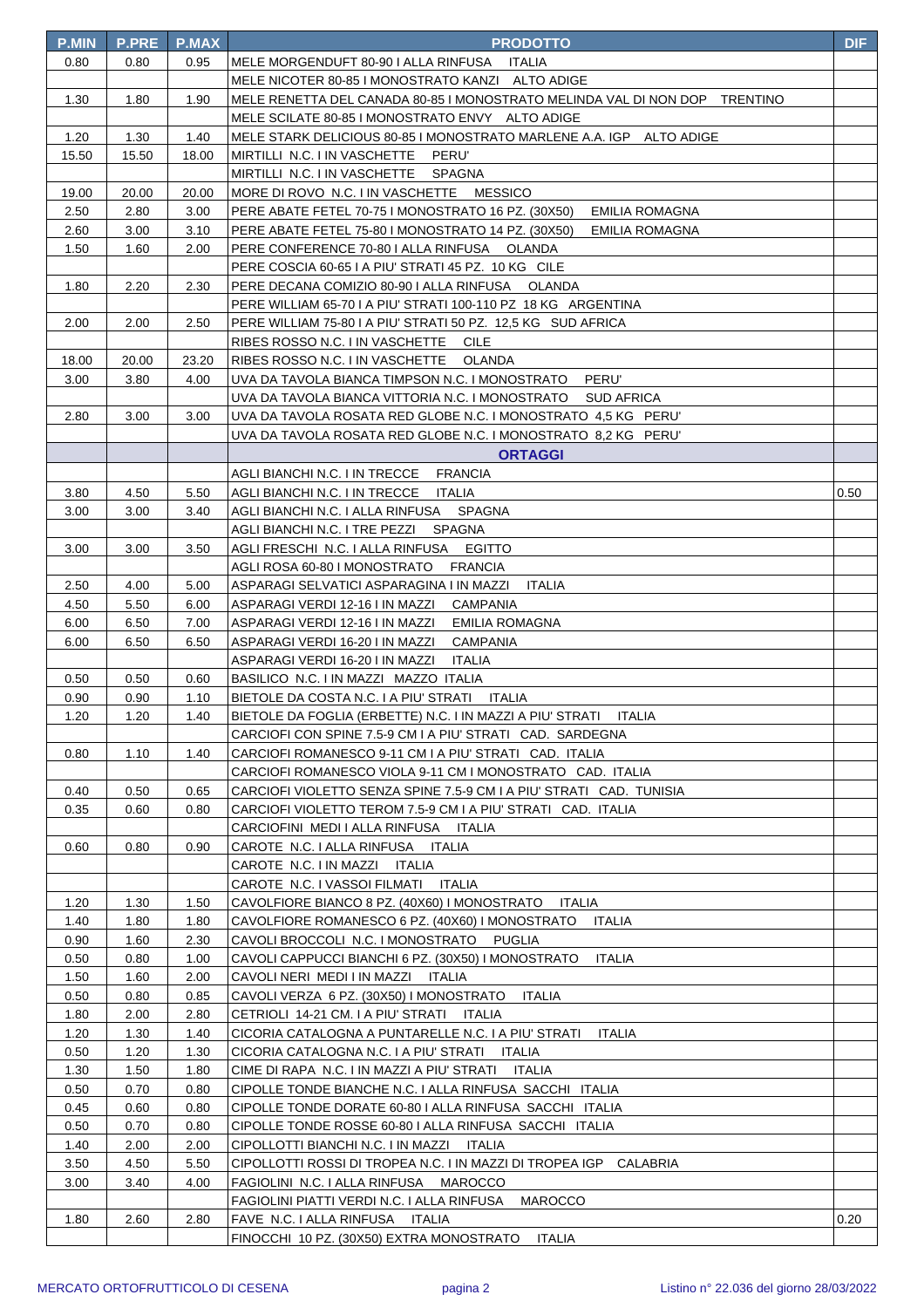| P.MIN | P.PRE | P.MAX | PRODOTTO | DIF |
|---|---|---|---|---|
| 0.80 | 0.80 | 0.95 | MELE MORGENDUFT 80-90 I ALLA RINFUSA ITALIA | |
| | | | MELE NICOTER 80-85 I MONOSTRATO KANZI ALTO ADIGE | |
| 1.30 | 1.80 | 1.90 | MELE RENETTA DEL CANADA 80-85 I MONOSTRATO MELINDA VAL DI NON DOP TRENTINO | |
| | | | MELE SCILATE 80-85 I MONOSTRATO ENVY ALTO ADIGE | |
| 1.20 | 1.30 | 1.40 | MELE STARK DELICIOUS 80-85 I MONOSTRATO MARLENE A.A. IGP ALTO ADIGE | |
| 15.50 | 15.50 | 18.00 | MIRTILLI N.C. I IN VASCHETTE PERU' | |
| | | | MIRTILLI N.C. I IN VASCHETTE SPAGNA | |
| 19.00 | 20.00 | 20.00 | MORE DI ROVO N.C. I IN VASCHETTE MESSICO | |
| 2.50 | 2.80 | 3.00 | PERE ABATE FETEL 70-75 I MONOSTRATO 16 PZ. (30X50) EMILIA ROMAGNA | |
| 2.60 | 3.00 | 3.10 | PERE ABATE FETEL 75-80 I MONOSTRATO 14 PZ. (30X50) EMILIA ROMAGNA | |
| 1.50 | 1.60 | 2.00 | PERE CONFERENCE 70-80 I ALLA RINFUSA OLANDA | |
| | | | PERE COSCIA 60-65 I A PIU' STRATI 45 PZ. 10 KG CILE | |
| 1.80 | 2.20 | 2.30 | PERE DECANA COMIZIO 80-90 I ALLA RINFUSA OLANDA | |
| | | | PERE WILLIAM 65-70 I A PIU' STRATI 100-110 PZ 18 KG ARGENTINA | |
| 2.00 | 2.00 | 2.50 | PERE WILLIAM 75-80 I A PIU' STRATI 50 PZ. 12,5 KG SUD AFRICA | |
| | | | RIBES ROSSO N.C. I IN VASCHETTE CILE | |
| 18.00 | 20.00 | 23.20 | RIBES ROSSO N.C. I IN VASCHETTE OLANDA | |
| 3.00 | 3.80 | 4.00 | UVA DA TAVOLA BIANCA TIMPSON N.C. I MONOSTRATO PERU' | |
| | | | UVA DA TAVOLA BIANCA VITTORIA N.C. I MONOSTRATO SUD AFRICA | |
| 2.80 | 3.00 | 3.00 | UVA DA TAVOLA ROSATA RED GLOBE N.C. I MONOSTRATO 4,5 KG PERU' | |
| | | | UVA DA TAVOLA ROSATA RED GLOBE N.C. I MONOSTRATO 8,2 KG PERU' | |
| | | | **ORTAGGI** | |
| | | | AGLI BIANCHI N.C. I IN TRECCE FRANCIA | |
| 3.80 | 4.50 | 5.50 | AGLI BIANCHI N.C. I IN TRECCE ITALIA | 0.50 |
| 3.00 | 3.00 | 3.40 | AGLI BIANCHI N.C. I ALLA RINFUSA SPAGNA | |
| | | | AGLI BIANCHI N.C. I TRE PEZZI SPAGNA | |
| 3.00 | 3.00 | 3.50 | AGLI FRESCHI N.C. I ALLA RINFUSA EGITTO | |
| | | | AGLI ROSA 60-80 I MONOSTRATO FRANCIA | |
| 2.50 | 4.00 | 5.00 | ASPARAGI SELVATICI ASPARAGINA I IN MAZZI ITALIA | |
| 4.50 | 5.50 | 6.00 | ASPARAGI VERDI 12-16 I IN MAZZI CAMPANIA | |
| 6.00 | 6.50 | 7.00 | ASPARAGI VERDI 12-16 I IN MAZZI EMILIA ROMAGNA | |
| 6.00 | 6.50 | 6.50 | ASPARAGI VERDI 16-20 I IN MAZZI CAMPANIA | |
| | | | ASPARAGI VERDI 16-20 I IN MAZZI ITALIA | |
| 0.50 | 0.50 | 0.60 | BASILICO N.C. I IN MAZZI MAZZO ITALIA | |
| 0.90 | 0.90 | 1.10 | BIETOLE DA COSTA N.C. I A PIU' STRATI ITALIA | |
| 1.20 | 1.20 | 1.40 | BIETOLE DA FOGLIA (ERBETTE) N.C. I IN MAZZI A PIU' STRATI ITALIA | |
| | | | CARCIOFI CON SPINE 7.5-9 CM I A PIU' STRATI CAD. SARDEGNA | |
| 0.80 | 1.10 | 1.40 | CARCIOFI ROMANESCO 9-11 CM I A PIU' STRATI CAD. ITALIA | |
| | | | CARCIOFI ROMANESCO VIOLA 9-11 CM I MONOSTRATO CAD. ITALIA | |
| 0.40 | 0.50 | 0.65 | CARCIOFI VIOLETTO SENZA SPINE 7.5-9 CM I A PIU' STRATI CAD. TUNISIA | |
| 0.35 | 0.60 | 0.80 | CARCIOFI VIOLETTO TEROM 7.5-9 CM I A PIU' STRATI CAD. ITALIA | |
| | | | CARCIOFINI MEDI I ALLA RINFUSA ITALIA | |
| 0.60 | 0.80 | 0.90 | CAROTE N.C. I ALLA RINFUSA ITALIA | |
| | | | CAROTE N.C. I IN MAZZI ITALIA | |
| | | | CAROTE N.C. I VASSOI FILMATI ITALIA | |
| 1.20 | 1.30 | 1.50 | CAVOLFIORE BIANCO 8 PZ. (40X60) I MONOSTRATO ITALIA | |
| 1.40 | 1.80 | 1.80 | CAVOLFIORE ROMANESCO 6 PZ. (40X60) I MONOSTRATO ITALIA | |
| 0.90 | 1.60 | 2.30 | CAVOLI BROCCOLI N.C. I MONOSTRATO PUGLIA | |
| 0.50 | 0.80 | 1.00 | CAVOLI CAPPUCCI BIANCHI 6 PZ. (30X50) I MONOSTRATO ITALIA | |
| 1.50 | 1.60 | 2.00 | CAVOLI NERI MEDI I IN MAZZI ITALIA | |
| 0.50 | 0.80 | 0.85 | CAVOLI VERZA 6 PZ. (30X50) I MONOSTRATO ITALIA | |
| 1.80 | 2.00 | 2.80 | CETRIOLI 14-21 CM. I A PIU' STRATI ITALIA | |
| 1.20 | 1.30 | 1.40 | CICORIA CATALOGNA A PUNTARELLE N.C. I A PIU' STRATI ITALIA | |
| 0.50 | 1.20 | 1.30 | CICORIA CATALOGNA N.C. I A PIU' STRATI ITALIA | |
| 1.30 | 1.50 | 1.80 | CIME DI RAPA N.C. I IN MAZZI A PIU' STRATI ITALIA | |
| 0.50 | 0.70 | 0.80 | CIPOLLE TONDE BIANCHE N.C. I ALLA RINFUSA SACCHI ITALIA | |
| 0.45 | 0.60 | 0.80 | CIPOLLE TONDE DORATE 60-80 I ALLA RINFUSA SACCHI ITALIA | |
| 0.50 | 0.70 | 0.80 | CIPOLLE TONDE ROSSE 60-80 I ALLA RINFUSA SACCHI ITALIA | |
| 1.40 | 2.00 | 2.00 | CIPOLLOTTI BIANCHI N.C. I IN MAZZI ITALIA | |
| 3.50 | 4.50 | 5.50 | CIPOLLOTTI ROSSI DI TROPEA N.C. I IN MAZZI DI TROPEA IGP CALABRIA | |
| 3.00 | 3.40 | 4.00 | FAGIOLINI N.C. I ALLA RINFUSA MAROCCO | |
| | | | FAGIOLINI PIATTI VERDI N.C. I ALLA RINFUSA MAROCCO | |
| 1.80 | 2.60 | 2.80 | FAVE N.C. I ALLA RINFUSA ITALIA | 0.20 |
| | | | FINOCCHI 10 PZ. (30X50) EXTRA MONOSTRATO ITALIA | |

MERCATO ORTOFRUTTICOLO DI CESENA — Listino n° 22.036 del giorno 28/03/2022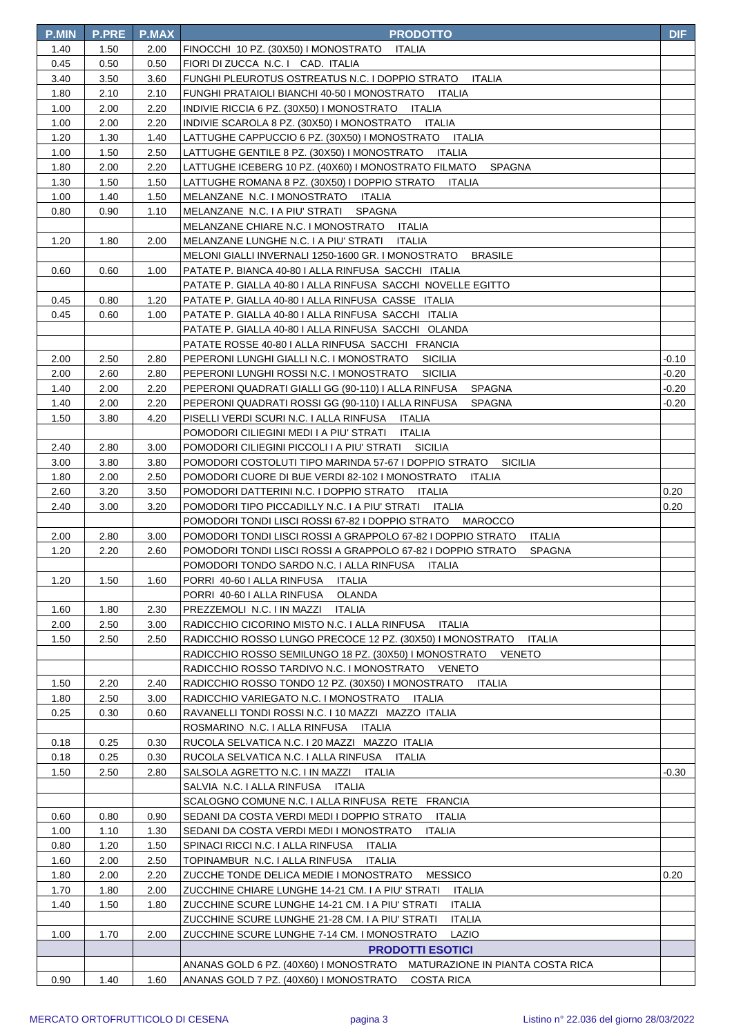| P.MIN | P.PRE | P.MAX | PRODOTTO | DIF |
|---|---|---|---|---|
| 1.40 | 1.50 | 2.00 | FINOCCHI 10 PZ. (30X50) I MONOSTRATO ITALIA | |
| 0.45 | 0.50 | 0.50 | FIORI DI ZUCCA N.C. I CAD. ITALIA | |
| 3.40 | 3.50 | 3.60 | FUNGHI PLEUROTUS OSTREATUS N.C. I DOPPIO STRATO ITALIA | |
| 1.80 | 2.10 | 2.10 | FUNGHI PRATAIOLI BIANCHI 40-50 I MONOSTRATO ITALIA | |
| 1.00 | 2.00 | 2.20 | INDIVIE RICCIA 6 PZ. (30X50) I MONOSTRATO ITALIA | |
| 1.00 | 2.00 | 2.20 | INDIVIE SCAROLA 8 PZ. (30X50) I MONOSTRATO ITALIA | |
| 1.20 | 1.30 | 1.40 | LATTUGHE CAPPUCCIO 6 PZ. (30X50) I MONOSTRATO ITALIA | |
| 1.00 | 1.50 | 2.50 | LATTUGHE GENTILE 8 PZ. (30X50) I MONOSTRATO ITALIA | |
| 1.80 | 2.00 | 2.20 | LATTUGHE ICEBERG 10 PZ. (40X60) I MONOSTRATO FILMATO SPAGNA | |
| 1.30 | 1.50 | 1.50 | LATTUGHE ROMANA 8 PZ. (30X50) I DOPPIO STRATO ITALIA | |
| 1.00 | 1.40 | 1.50 | MELANZANE N.C. I MONOSTRATO ITALIA | |
| 0.80 | 0.90 | 1.10 | MELANZANE N.C. I A PIU' STRATI SPAGNA | |
| | | | MELANZANE CHIARE N.C. I MONOSTRATO ITALIA | |
| 1.20 | 1.80 | 2.00 | MELANZANE LUNGHE N.C. I A PIU' STRATI ITALIA | |
| | | | MELONI GIALLI INVERNALI 1250-1600 GR. I MONOSTRATO BRASILE | |
| 0.60 | 0.60 | 1.00 | PATATE P. BIANCA 40-80 I ALLA RINFUSA SACCHI ITALIA | |
| | | | PATATE P. GIALLA 40-80 I ALLA RINFUSA SACCHI NOVELLE EGITTO | |
| 0.45 | 0.80 | 1.20 | PATATE P. GIALLA 40-80 I ALLA RINFUSA CASSE ITALIA | |
| 0.45 | 0.60 | 1.00 | PATATE P. GIALLA 40-80 I ALLA RINFUSA SACCHI ITALIA | |
| | | | PATATE P. GIALLA 40-80 I ALLA RINFUSA SACCHI OLANDA | |
| | | | PATATE ROSSE 40-80 I ALLA RINFUSA SACCHI FRANCIA | |
| 2.00 | 2.50 | 2.80 | PEPERONI LUNGHI GIALLI N.C. I MONOSTRATO SICILIA | -0.10 |
| 2.00 | 2.60 | 2.80 | PEPERONI LUNGHI ROSSI N.C. I MONOSTRATO SICILIA | -0.20 |
| 1.40 | 2.00 | 2.20 | PEPERONI QUADRATI GIALLI GG (90-110) I ALLA RINFUSA SPAGNA | -0.20 |
| 1.40 | 2.00 | 2.20 | PEPERONI QUADRATI ROSSI GG (90-110) I ALLA RINFUSA SPAGNA | -0.20 |
| 1.50 | 3.80 | 4.20 | PISELLI VERDI SCURI N.C. I ALLA RINFUSA ITALIA | |
| | | | POMODORI CILIEGINI MEDI I A PIU' STRATI ITALIA | |
| 2.40 | 2.80 | 3.00 | POMODORI CILIEGINI PICCOLI I A PIU' STRATI SICILIA | |
| 3.00 | 3.80 | 3.80 | POMODORI COSTOLUTI TIPO MARINDA 57-67 I DOPPIO STRATO SICILIA | |
| 1.80 | 2.00 | 2.50 | POMODORI CUORE DI BUE VERDI 82-102 I MONOSTRATO ITALIA | |
| 2.60 | 3.20 | 3.50 | POMODORI DATTERINI N.C. I DOPPIO STRATO ITALIA | 0.20 |
| 2.40 | 3.00 | 3.20 | POMODORI TIPO PICCADILLY N.C. I A PIU' STRATI ITALIA | 0.20 |
| | | | POMODORI TONDI LISCI ROSSI 67-82 I DOPPIO STRATO MAROCCO | |
| 2.00 | 2.80 | 3.00 | POMODORI TONDI LISCI ROSSI A GRAPPOLO 67-82 I DOPPIO STRATO ITALIA | |
| 1.20 | 2.20 | 2.60 | POMODORI TONDI LISCI ROSSI A GRAPPOLO 67-82 I DOPPIO STRATO SPAGNA | |
| | | | POMODORI TONDO SARDO N.C. I ALLA RINFUSA ITALIA | |
| 1.20 | 1.50 | 1.60 | PORRI 40-60 I ALLA RINFUSA ITALIA | |
| | | | PORRI 40-60 I ALLA RINFUSA OLANDA | |
| 1.60 | 1.80 | 2.30 | PREZZEMOLI N.C. I IN MAZZI ITALIA | |
| 2.00 | 2.50 | 3.00 | RADICCHIO CICORINO MISTO N.C. I ALLA RINFUSA ITALIA | |
| 1.50 | 2.50 | 2.50 | RADICCHIO ROSSO LUNGO PRECOCE 12 PZ. (30X50) I MONOSTRATO ITALIA | |
| | | | RADICCHIO ROSSO SEMILUNGO 18 PZ. (30X50) I MONOSTRATO VENETO | |
| | | | RADICCHIO ROSSO TARDIVO N.C. I MONOSTRATO VENETO | |
| 1.50 | 2.20 | 2.40 | RADICCHIO ROSSO TONDO 12 PZ. (30X50) I MONOSTRATO ITALIA | |
| 1.80 | 2.50 | 3.00 | RADICCHIO VARIEGATO N.C. I MONOSTRATO ITALIA | |
| 0.25 | 0.30 | 0.60 | RAVANELLI TONDI ROSSI N.C. I 10 MAZZI MAZZO ITALIA | |
| | | | ROSMARINO N.C. I ALLA RINFUSA ITALIA | |
| 0.18 | 0.25 | 0.30 | RUCOLA SELVATICA N.C. I 20 MAZZI MAZZO ITALIA | |
| 0.18 | 0.25 | 0.30 | RUCOLA SELVATICA N.C. I ALLA RINFUSA ITALIA | |
| 1.50 | 2.50 | 2.80 | SALSOLA AGRETTO N.C. I IN MAZZI ITALIA | -0.30 |
| | | | SALVIA N.C. I ALLA RINFUSA ITALIA | |
| | | | SCALOGNO COMUNE N.C. I ALLA RINFUSA RETE FRANCIA | |
| 0.60 | 0.80 | 0.90 | SEDANI DA COSTA VERDI MEDI I DOPPIO STRATO ITALIA | |
| 1.00 | 1.10 | 1.30 | SEDANI DA COSTA VERDI MEDI I MONOSTRATO ITALIA | |
| 0.80 | 1.20 | 1.50 | SPINACI RICCI N.C. I ALLA RINFUSA ITALIA | |
| 1.60 | 2.00 | 2.50 | TOPINAMBUR N.C. I ALLA RINFUSA ITALIA | |
| 1.80 | 2.00 | 2.20 | ZUCCHE TONDE DELICA MEDIE I MONOSTRATO MESSICO | 0.20 |
| 1.70 | 1.80 | 2.00 | ZUCCHINE CHIARE LUNGHE 14-21 CM. I A PIU' STRATI ITALIA | |
| 1.40 | 1.50 | 1.80 | ZUCCHINE SCURE LUNGHE 14-21 CM. I A PIU' STRATI ITALIA | |
| | | | ZUCCHINE SCURE LUNGHE 21-28 CM. I A PIU' STRATI ITALIA | |
| 1.00 | 1.70 | 2.00 | ZUCCHINE SCURE LUNGHE 7-14 CM. I MONOSTRATO LAZIO | |
| | | | **PRODOTTI ESOTICI** | |
| | | | ANANAS GOLD 6 PZ. (40X60) I MONOSTRATO MATURAZIONE IN PIANTA COSTA RICA | |
| 0.90 | 1.40 | 1.60 | ANANAS GOLD 7 PZ. (40X60) I MONOSTRATO COSTA RICA | |

MERCATO ORTOFRUTTICOLO DI CESENA — Listino n° 22.036 del giorno 28/03/2022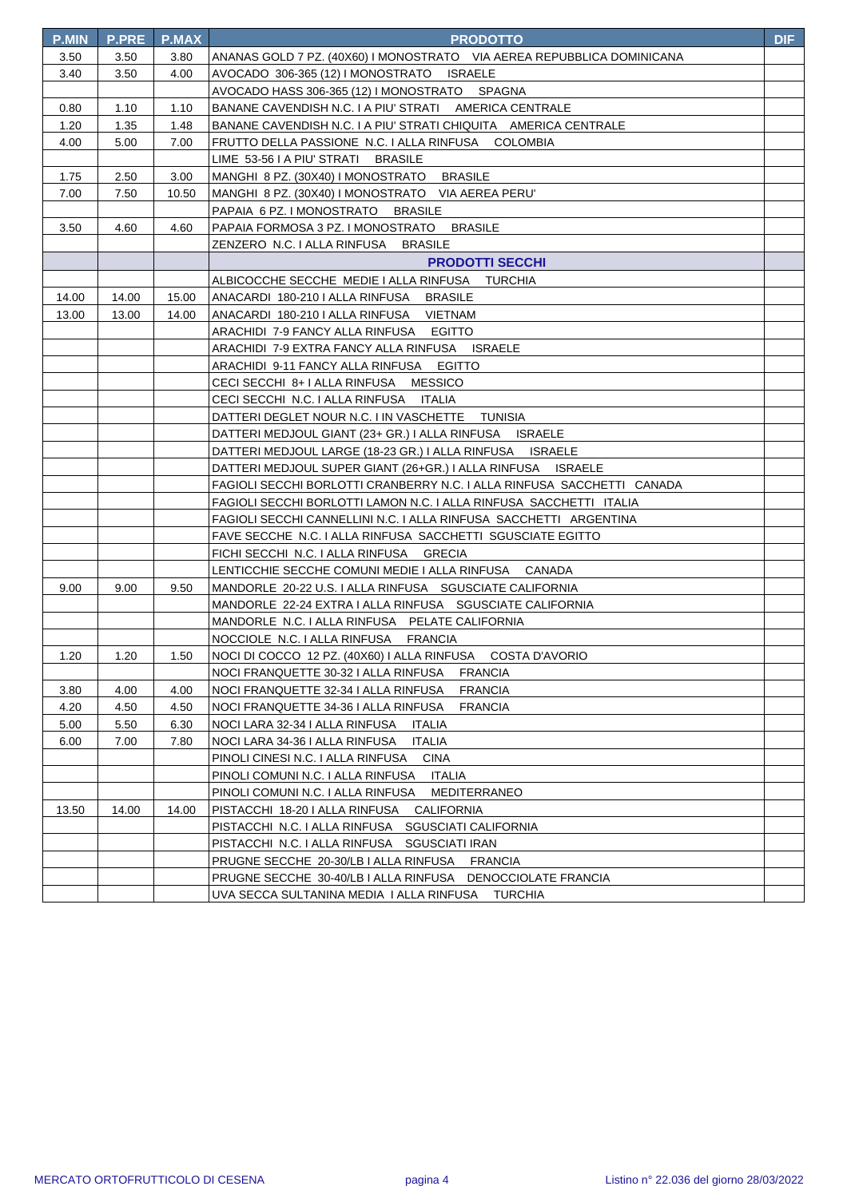| P.MIN | P.PRE | P.MAX | PRODOTTO | DIF |
| --- | --- | --- | --- | --- |
| 3.50 | 3.50 | 3.80 | ANANAS GOLD 7 PZ. (40X60) I MONOSTRATO VIA AEREA REPUBBLICA DOMINICANA | |
| 3.40 | 3.50 | 4.00 | AVOCADO 306-365 (12) I MONOSTRATO ISRAELE | |
| | | | AVOCADO HASS 306-365 (12) I MONOSTRATO SPAGNA | |
| 0.80 | 1.10 | 1.10 | BANANE CAVENDISH N.C. I A PIU' STRATI AMERICA CENTRALE | |
| 1.20 | 1.35 | 1.48 | BANANE CAVENDISH N.C. I A PIU' STRATI CHIQUITA AMERICA CENTRALE | |
| 4.00 | 5.00 | 7.00 | FRUTTO DELLA PASSIONE N.C. I ALLA RINFUSA COLOMBIA | |
| | | | LIME 53-56 I A PIU' STRATI BRASILE | |
| 1.75 | 2.50 | 3.00 | MANGHI 8 PZ. (30X40) I MONOSTRATO BRASILE | |
| 7.00 | 7.50 | 10.50 | MANGHI 8 PZ. (30X40) I MONOSTRATO VIA AEREA PERU' | |
| | | | PAPAIA 6 PZ. I MONOSTRATO BRASILE | |
| 3.50 | 4.60 | 4.60 | PAPAIA FORMOSA 3 PZ. I MONOSTRATO BRASILE | |
| | | | ZENZERO N.C. I ALLA RINFUSA BRASILE | |
| | | | **PRODOTTI SECCHI** | |
| | | | ALBICOCCHE SECCHE MEDIE I ALLA RINFUSA TURCHIA | |
| 14.00 | 14.00 | 15.00 | ANACARDI 180-210 I ALLA RINFUSA BRASILE | |
| 13.00 | 13.00 | 14.00 | ANACARDI 180-210 I ALLA RINFUSA VIETNAM | |
| | | | ARACHIDI 7-9 FANCY ALLA RINFUSA EGITTO | |
| | | | ARACHIDI 7-9 EXTRA FANCY ALLA RINFUSA ISRAELE | |
| | | | ARACHIDI 9-11 FANCY ALLA RINFUSA EGITTO | |
| | | | CECI SECCHI 8+ I ALLA RINFUSA MESSICO | |
| | | | CECI SECCHI N.C. I ALLA RINFUSA ITALIA | |
| | | | DATTERI DEGLET NOUR N.C. I IN VASCHETTE TUNISIA | |
| | | | DATTERI MEDJOUL GIANT (23+ GR.) I ALLA RINFUSA ISRAELE | |
| | | | DATTERI MEDJOUL LARGE (18-23 GR.) I ALLA RINFUSA ISRAELE | |
| | | | DATTERI MEDJOUL SUPER GIANT (26+GR.) I ALLA RINFUSA ISRAELE | |
| | | | FAGIOLI SECCHI BORLOTTI CRANBERRY N.C. I ALLA RINFUSA SACCHETTI CANADA | |
| | | | FAGIOLI SECCHI BORLOTTI LAMON N.C. I ALLA RINFUSA SACCHETTI ITALIA | |
| | | | FAGIOLI SECCHI CANNELLINI N.C. I ALLA RINFUSA SACCHETTI ARGENTINA | |
| | | | FAVE SECCHE N.C. I ALLA RINFUSA SACCHETTI SGUSCIATE EGITTO | |
| | | | FICHI SECCHI N.C. I ALLA RINFUSA GRECIA | |
| | | | LENTICCHIE SECCHE COMUNI MEDIE I ALLA RINFUSA CANADA | |
| 9.00 | 9.00 | 9.50 | MANDORLE 20-22 U.S. I ALLA RINFUSA SGUSCIATE CALIFORNIA | |
| | | | MANDORLE 22-24 EXTRA I ALLA RINFUSA SGUSCIATE CALIFORNIA | |
| | | | MANDORLE N.C. I ALLA RINFUSA PELATE CALIFORNIA | |
| | | | NOCCIOLE N.C. I ALLA RINFUSA FRANCIA | |
| 1.20 | 1.20 | 1.50 | NOCI DI COCCO 12 PZ. (40X60) I ALLA RINFUSA COSTA D'AVORIO | |
| | | | NOCI FRANQUETTE 30-32 I ALLA RINFUSA FRANCIA | |
| 3.80 | 4.00 | 4.00 | NOCI FRANQUETTE 32-34 I ALLA RINFUSA FRANCIA | |
| 4.20 | 4.50 | 4.50 | NOCI FRANQUETTE 34-36 I ALLA RINFUSA FRANCIA | |
| 5.00 | 5.50 | 6.30 | NOCI LARA 32-34 I ALLA RINFUSA ITALIA | |
| 6.00 | 7.00 | 7.80 | NOCI LARA 34-36 I ALLA RINFUSA ITALIA | |
| | | | PINOLI CINESI N.C. I ALLA RINFUSA CINA | |
| | | | PINOLI COMUNI N.C. I ALLA RINFUSA ITALIA | |
| | | | PINOLI COMUNI N.C. I ALLA RINFUSA MEDITERRANEO | |
| 13.50 | 14.00 | 14.00 | PISTACCHI 18-20 I ALLA RINFUSA CALIFORNIA | |
| | | | PISTACCHI N.C. I ALLA RINFUSA SGUSCIATI CALIFORNIA | |
| | | | PISTACCHI N.C. I ALLA RINFUSA SGUSCIATI IRAN | |
| | | | PRUGNE SECCHE 20-30/LB I ALLA RINFUSA FRANCIA | |
| | | | PRUGNE SECCHE 30-40/LB I ALLA RINFUSA DENOCCIOLATE FRANCIA | |
| | | | UVA SECCA SULTANINA MEDIA I ALLA RINFUSA TURCHIA | |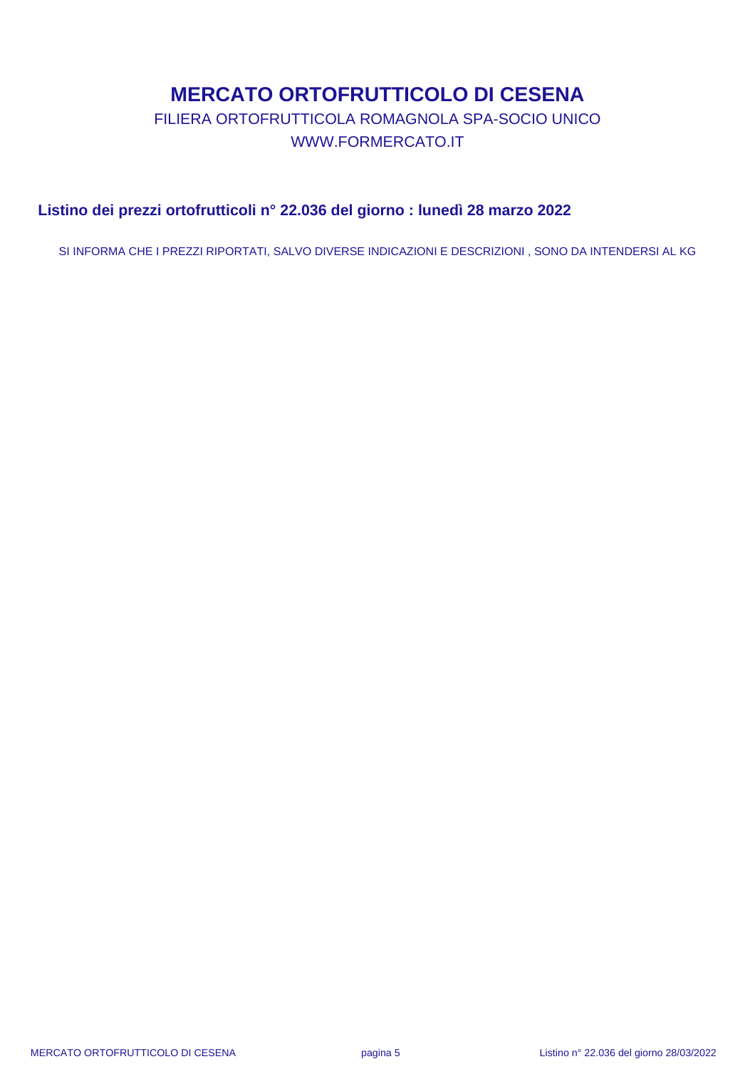# MERCATO ORTOFRUTTICOLO DI CESENA

FILIERA ORTOFRUTTICOLA ROMAGNOLA SPA-SOCIO UNICO

WWW.FORMERCATO.IT

## Listino dei prezzi ortofrutticoli n° 22.036 del giorno : lunedì 28 marzo 2022

SI INFORMA CHE I PREZZI RIPORTATI, SALVO DIVERSE INDICAZIONI E DESCRIZIONI , SONO DA INTENDERSI AL KG